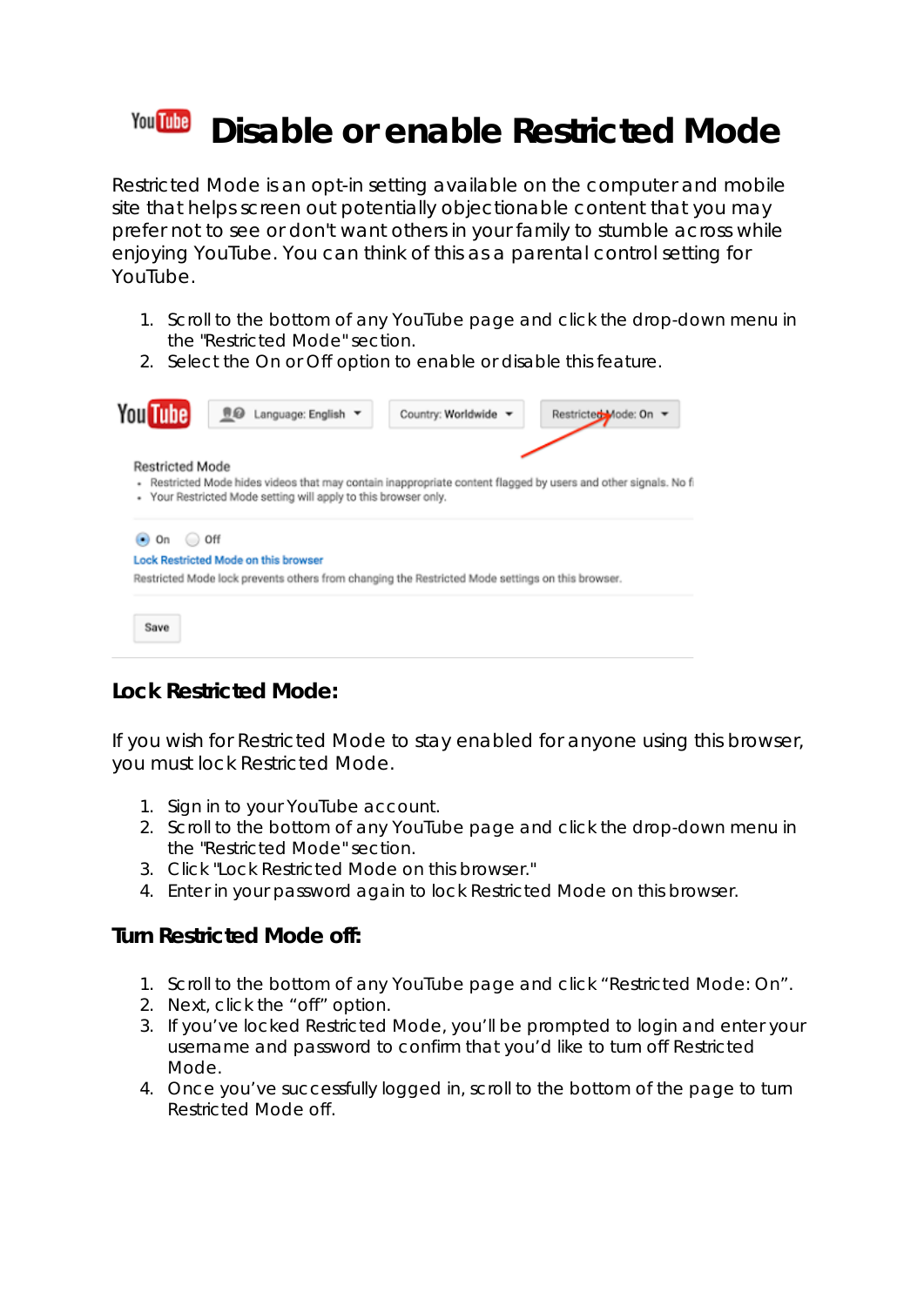# Disable or enable Restricted Mode

Restricted Mode is an opt-in setting available on the computer and mobile site that helps screen out potentially objectionable content that you may prefer not to see or don't want others in your family to stumble across while enjoying YouTube. You can think of this as a parental control setting for YouTube.

1. Scroll to the bottom of any YouTube page and click the drop-down menu in the "Restricted Mode" section.
2. Select the On or Off option to enable or disable this feature.

## Lock Restricted Mode:

If you wish for Restricted Mode to stay enabled for anyone using this browser, you must lock Restricted Mode.

1. Sign in to your YouTube account.
2. Scroll to the bottom of any YouTube page and click the drop-down menu in the "Restricted Mode" section.
3. Click "Lock Restricted Mode on this browser."
4. Enter in your password again to lock Restricted Mode on this browser.

## Turn Restricted Mode off:

1. Scroll to the bottom of any YouTube page and click "Restricted Mode: On".
2. Next, click the "off" option.
3. If you've locked Restricted Mode, you'll be prompted to login and enter your username and password to confirm that you'd like to turn off Restricted Mode.
4. Once you've successfully logged in, scroll to the bottom of the page to turn Restricted Mode off.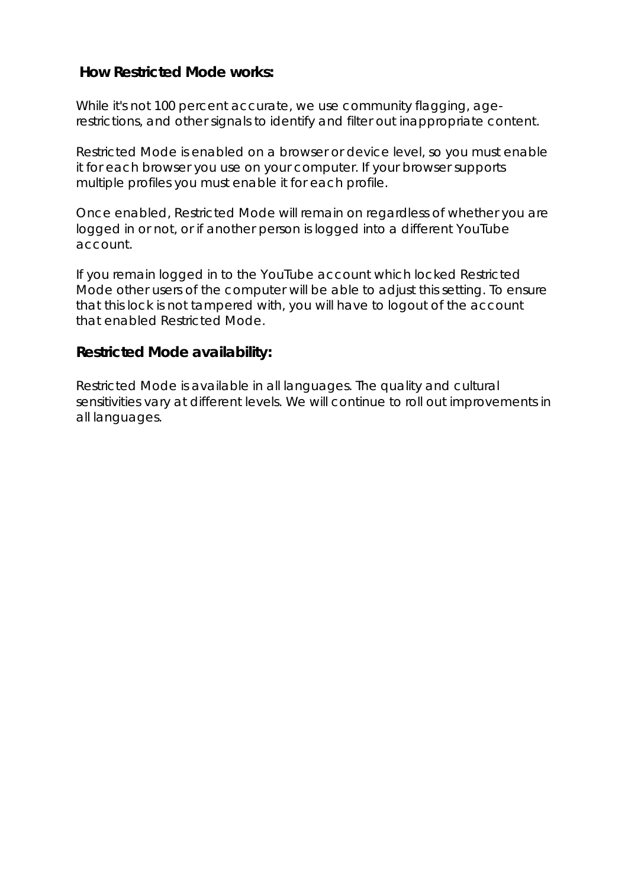### How Restricted Mode works:

While it's not 100 percent accurate, we use community flagging, age-restrictions, and other signals to identify and filter out inappropriate content.

Restricted Mode is enabled on a browser or device level, so you must enable it for each browser you use on your computer. If your browser supports multiple profiles you must enable it for each profile.

Once enabled, Restricted Mode will remain on regardless of whether you are logged in or not, or if another person is logged into a different YouTube account.

If you remain logged in to the YouTube account which locked Restricted Mode other users of the computer will be able to adjust this setting. To ensure that this lock is not tampered with, you will have to logout of the account that enabled Restricted Mode.

### Restricted Mode availability:

Restricted Mode is available in all languages. The quality and cultural sensitivities vary at different levels. We will continue to roll out improvements in all languages.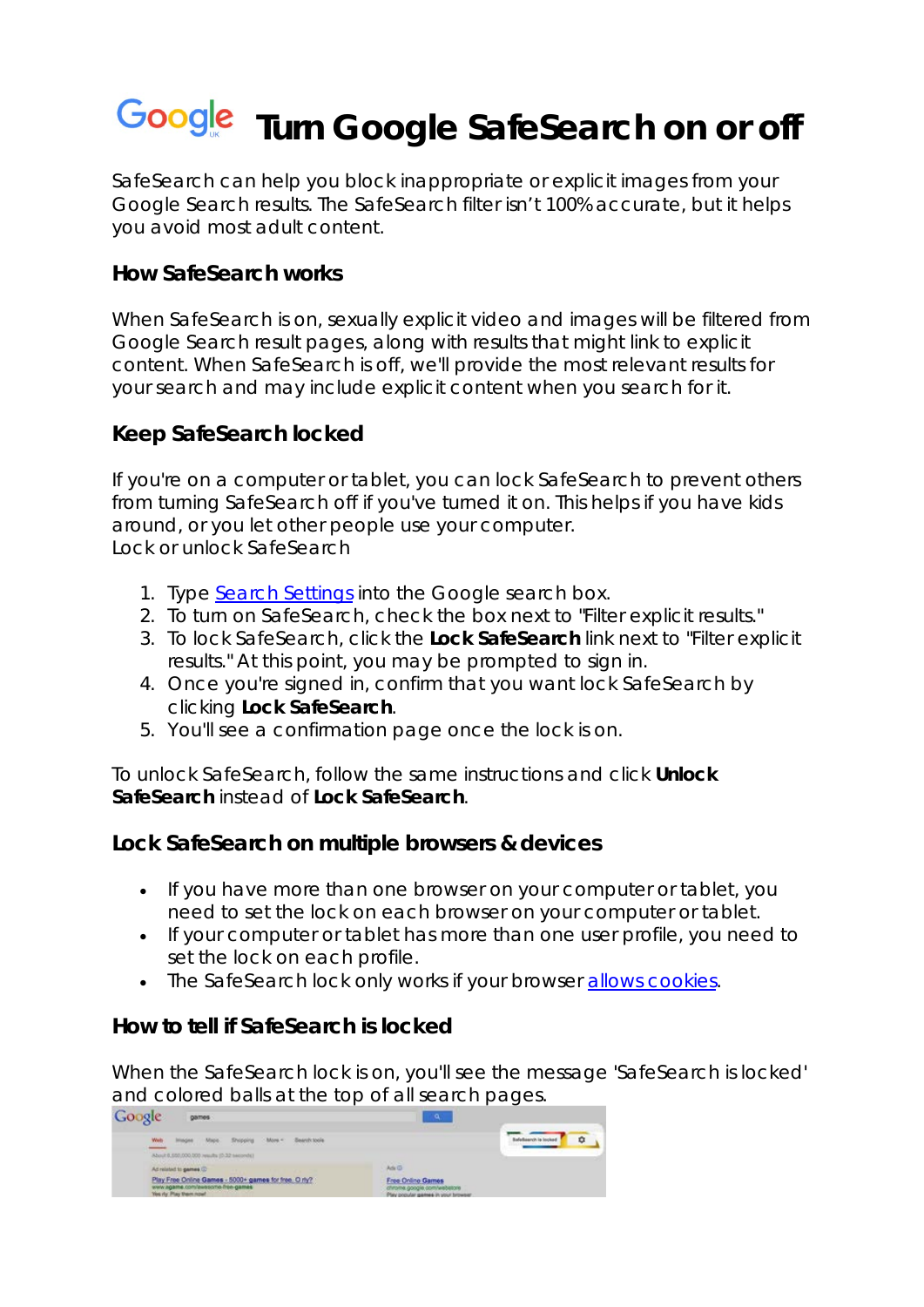# Turn Google SafeSearch on or off

SafeSearch can help you block inappropriate or explicit images from your Google Search results. The SafeSearch filter isn't 100% accurate, but it helps you avoid most adult content.

### How SafeSearch works

When SafeSearch is on, sexually explicit video and images will be filtered from Google Search result pages, along with results that might link to explicit content. When SafeSearch is off, we'll provide the most relevant results for your search and may include explicit content when you search for it.

### Keep SafeSearch locked

If you're on a computer or tablet, you can lock SafeSearch to prevent others from turning SafeSearch off if you've turned it on. This helps if you have kids around, or you let other people use your computer.
Lock or unlock SafeSearch

1. Type Search Settings into the Google search box.
2. To turn on SafeSearch, check the box next to "Filter explicit results."
3. To lock SafeSearch, click the **Lock SafeSearch** link next to "Filter explicit results." At this point, you may be prompted to sign in.
4. Once you're signed in, confirm that you want lock SafeSearch by clicking **Lock SafeSearch**.
5. You'll see a confirmation page once the lock is on.

To unlock SafeSearch, follow the same instructions and click **Unlock SafeSearch** instead of **Lock SafeSearch**.

### Lock SafeSearch on multiple browsers & devices

- If you have more than one browser on your computer or tablet, you need to set the lock on each browser on your computer or tablet.
- If your computer or tablet has more than one user profile, you need to set the lock on each profile.
- The SafeSearch lock only works if your browser allows cookies.

### How to tell if SafeSearch is locked

When the SafeSearch lock is on, you'll see the message 'SafeSearch is locked' and colored balls at the top of all search pages.